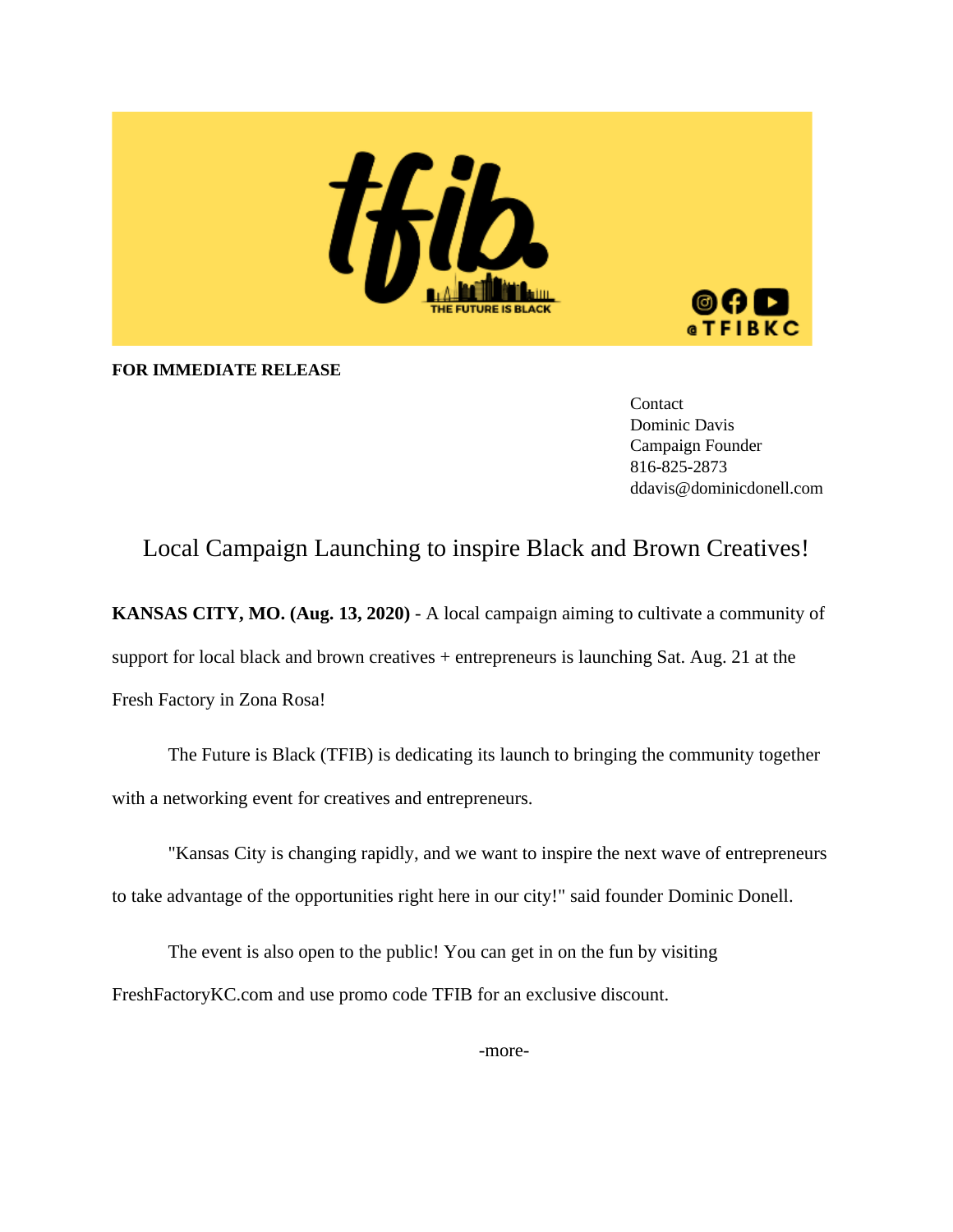tfib.

THE FUTURE IS BLACK

@TFIBKC

**FOR IMMEDIATE RELEASE**

Contact
Dominic Davis
Campaign Founder
816-825-2873
ddavis@dominicdonell.com

# Local Campaign Launching to inspire Black and Brown Creatives!

**KANSAS CITY, MO. (Aug. 13, 2020)** - A local campaign aiming to cultivate a community of support for local black and brown creatives + entrepreneurs is launching Sat. Aug. 21 at the Fresh Factory in Zona Rosa!

The Future is Black (TFIB) is dedicating its launch to bringing the community together with a networking event for creatives and entrepreneurs.

"Kansas City is changing rapidly, and we want to inspire the next wave of entrepreneurs to take advantage of the opportunities right here in our city!" said founder Dominic Donell.

The event is also open to the public! You can get in on the fun by visiting FreshFactoryKC.com and use promo code TFIB for an exclusive discount.

-more-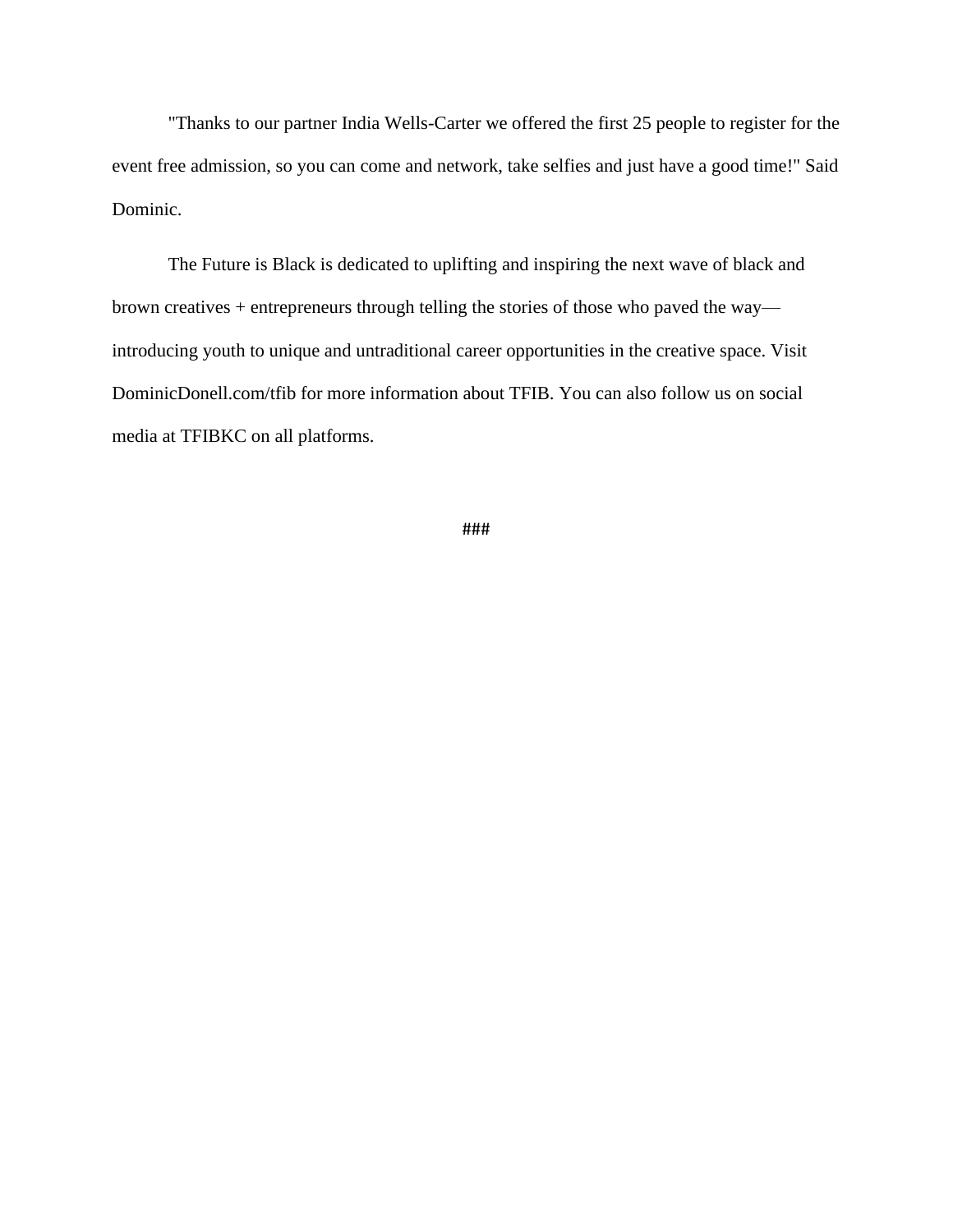"Thanks to our partner India Wells-Carter we offered the first 25 people to register for the event free admission, so you can come and network, take selfies and just have a good time!" Said Dominic.

The Future is Black is dedicated to uplifting and inspiring the next wave of black and brown creatives + entrepreneurs through telling the stories of those who paved the way—introducing youth to unique and untraditional career opportunities in the creative space. Visit DominicDonell.com/tfib for more information about TFIB. You can also follow us on social media at TFIBKC on all platforms.

###